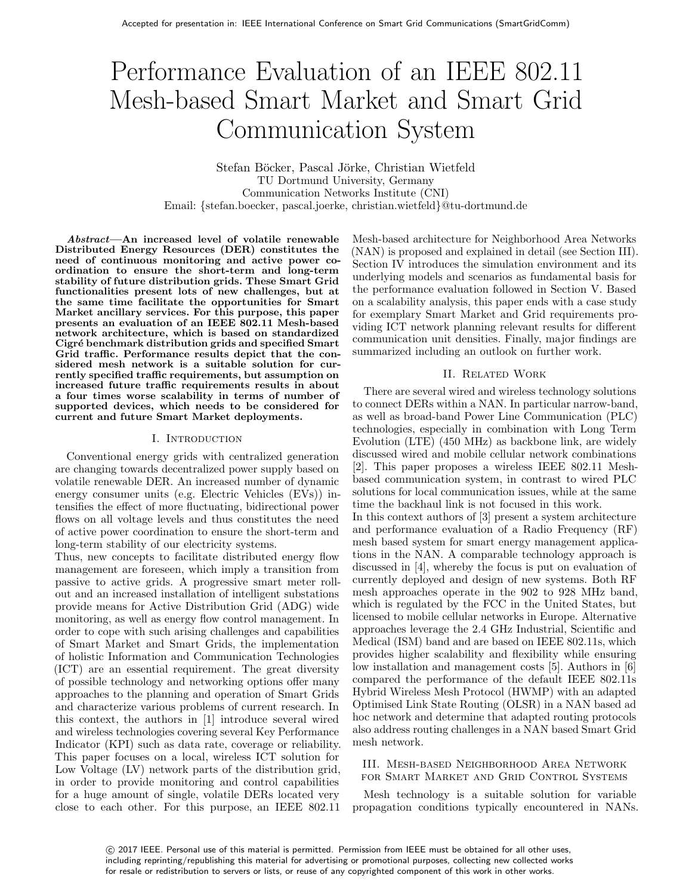Accepted for presentation in: IEEE International Conference on Smart Grid Communications (SmartGridComm)

# Performance Evaluation of an IEEE 802.11 Mesh-based Smart Market and Smart Grid Communication System

Stefan Böcker, Pascal Jörke, Christian Wietfeld
TU Dortmund University, Germany
Communication Networks Institute (CNI)
Email: {stefan.boecker, pascal.joerke, christian.wietfeld}@tu-dortmund.de

***Abstract*—An increased level of volatile renewable Distributed Energy Resources (DER) constitutes the need of continuous monitoring and active power coordination to ensure the short-term and long-term stability of future distribution grids. These Smart Grid functionalities present lots of new challenges, but at the same time facilitate the opportunities for Smart Market ancillary services. For this purpose, this paper presents an evaluation of an IEEE 802.11 Mesh-based network architecture, which is based on standardized Cigré benchmark distribution grids and specified Smart Grid traffic. Performance results depict that the considered mesh network is a suitable solution for currently specified traffic requirements, but assumption on increased future traffic requirements results in about a four times worse scalability in terms of number of supported devices, which needs to be considered for current and future Smart Market deployments.**

## I. Introduction

Conventional energy grids with centralized generation are changing towards decentralized power supply based on volatile renewable DER. An increased number of dynamic energy consumer units (e.g. Electric Vehicles (EVs)) intensifies the effect of more fluctuating, bidirectional power flows on all voltage levels and thus constitutes the need of active power coordination to ensure the short-term and long-term stability of our electricity systems.
Thus, new concepts to facilitate distributed energy flow management are foreseen, which imply a transition from passive to active grids. A progressive smart meter rollout and an increased installation of intelligent substations provide means for Active Distribution Grid (ADG) wide monitoring, as well as energy flow control management. In order to cope with such arising challenges and capabilities of Smart Market and Smart Grids, the implementation of holistic Information and Communication Technologies (ICT) are an essential requirement. The great diversity of possible technology and networking options offer many approaches to the planning and operation of Smart Grids and characterize various problems of current research. In this context, the authors in [1] introduce several wired and wireless technologies covering several Key Performance Indicator (KPI) such as data rate, coverage or reliability. This paper focuses on a local, wireless ICT solution for Low Voltage (LV) network parts of the distribution grid, in order to provide monitoring and control capabilities for a huge amount of single, volatile DERs located very close to each other. For this purpose, an IEEE 802.11 Mesh-based architecture for Neighborhood Area Networks (NAN) is proposed and explained in detail (see Section III). Section IV introduces the simulation environment and its underlying models and scenarios as fundamental basis for the performance evaluation followed in Section V. Based on a scalability analysis, this paper ends with a case study for exemplary Smart Market and Grid requirements providing ICT network planning relevant results for different communication unit densities. Finally, major findings are summarized including an outlook on further work.

## II. Related Work

There are several wired and wireless technology solutions to connect DERs within a NAN. In particular narrow-band, as well as broad-band Power Line Communication (PLC) technologies, especially in combination with Long Term Evolution (LTE) (450 MHz) as backbone link, are widely discussed wired and mobile cellular network combinations [2]. This paper proposes a wireless IEEE 802.11 Mesh-based communication system, in contrast to wired PLC solutions for local communication issues, while at the same time the backhaul link is not focused in this work.
In this context authors of [3] present a system architecture and performance evaluation of a Radio Frequency (RF) mesh based system for smart energy management applications in the NAN. A comparable technology approach is discussed in [4], whereby the focus is put on evaluation of currently deployed and design of new systems. Both RF mesh approaches operate in the 902 to 928 MHz band, which is regulated by the FCC in the United States, but licensed to mobile cellular networks in Europe. Alternative approaches leverage the 2.4 GHz Industrial, Scientific and Medical (ISM) band and are based on IEEE 802.11s, which provides higher scalability and flexibility while ensuring low installation and management costs [5]. Authors in [6] compared the performance of the default IEEE 802.11s Hybrid Wireless Mesh Protocol (HWMP) with an adapted Optimised Link State Routing (OLSR) in a NAN based ad hoc network and determine that adapted routing protocols also address routing challenges in a NAN based Smart Grid mesh network.

## III. Mesh-based Neighborhood Area Network for Smart Market and Grid Control Systems

Mesh technology is a suitable solution for variable propagation conditions typically encountered in NANs.

© 2017 IEEE. Personal use of this material is permitted. Permission from IEEE must be obtained for all other uses, including reprinting/republishing this material for advertising or promotional purposes, collecting new collected works for resale or redistribution to servers or lists, or reuse of any copyrighted component of this work in other works.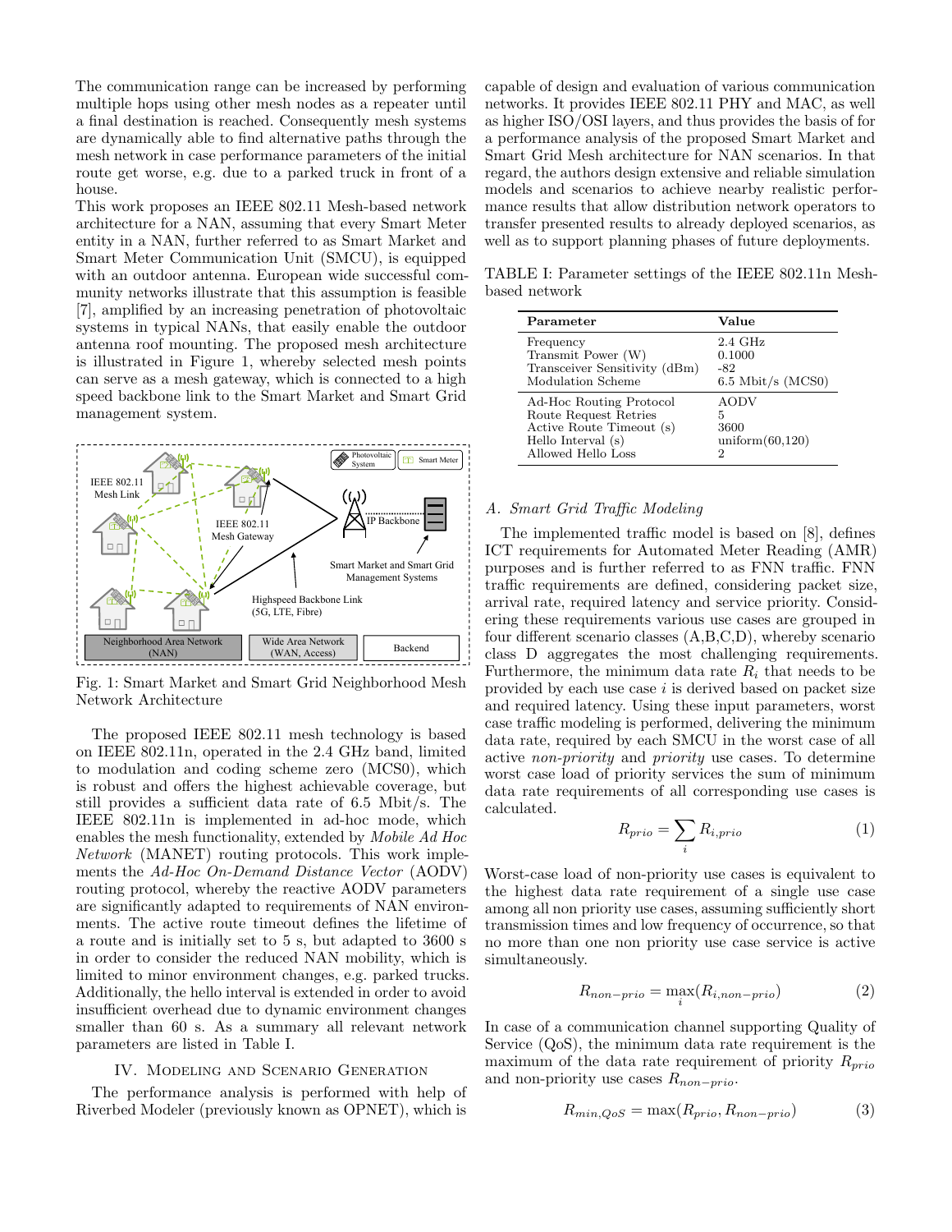The communication range can be increased by performing multiple hops using other mesh nodes as a repeater until a final destination is reached. Consequently mesh systems are dynamically able to find alternative paths through the mesh network in case performance parameters of the initial route get worse, e.g. due to a parked truck in front of a house.

This work proposes an IEEE 802.11 Mesh-based network architecture for a NAN, assuming that every Smart Meter entity in a NAN, further referred to as Smart Market and Smart Meter Communication Unit (SMCU), is equipped with an outdoor antenna. European wide successful community networks illustrate that this assumption is feasible [7], amplified by an increasing penetration of photovoltaic systems in typical NANs, that easily enable the outdoor antenna roof mounting. The proposed mesh architecture is illustrated in Figure 1, whereby selected mesh points can serve as a mesh gateway, which is connected to a high speed backbone link to the Smart Market and Smart Grid management system.

Photovoltaic System
Smart Meter
IEEE 802.11 Mesh Link
IEEE 802.11 Mesh Gateway
IP Backbone
Smart Market and Smart Grid Management Systems
Highspeed Backbone Link (5G, LTE, Fibre)
Neighborhood Area Network (NAN)
Wide Area Network (WAN, Access)
Backend

Fig. 1: Smart Market and Smart Grid Neighborhood Mesh Network Architecture

The proposed IEEE 802.11 mesh technology is based on IEEE 802.11n, operated in the 2.4 GHz band, limited to modulation and coding scheme zero (MCS0), which is robust and offers the highest achievable coverage, but still provides a sufficient data rate of 6.5 Mbit/s. The IEEE 802.11n is implemented in ad-hoc mode, which enables the mesh functionality, extended by *Mobile Ad Hoc Network* (MANET) routing protocols. This work implements the *Ad-Hoc On-Demand Distance Vector* (AODV) routing protocol, whereby the reactive AODV parameters are significantly adapted to requirements of NAN environments. The active route timeout defines the lifetime of a route and is initially set to 5 s, but adapted to 3600 s in order to consider the reduced NAN mobility, which is limited to minor environment changes, e.g. parked trucks. Additionally, the hello interval is extended in order to avoid insufficient overhead due to dynamic environment changes smaller than 60 s. As a summary all relevant network parameters are listed in Table I.

## IV. Modeling and Scenario Generation

The performance analysis is performed with help of Riverbed Modeler (previously known as OPNET), which is capable of design and evaluation of various communication networks. It provides IEEE 802.11 PHY and MAC, as well as higher ISO/OSI layers, and thus provides the basis of for a performance analysis of the proposed Smart Market and Smart Grid Mesh architecture for NAN scenarios. In that regard, the authors design extensive and reliable simulation models and scenarios to achieve nearby realistic performance results that allow distribution network operators to transfer presented results to already deployed scenarios, as well as to support planning phases of future deployments.

TABLE I: Parameter settings of the IEEE 802.11n Mesh-based network

| Parameter | Value |
|---|---|
| Frequency | 2.4 GHz |
| Transmit Power (W) | 0.1000 |
| Transceiver Sensitivity (dBm) | -82 |
| Modulation Scheme | 6.5 Mbit/s (MCS0) |
| Ad-Hoc Routing Protocol | AODV |
| Route Request Retries | 5 |
| Active Route Timeout (s) | 3600 |
| Hello Interval (s) | uniform(60,120) |
| Allowed Hello Loss | 2 |

### A. Smart Grid Traffic Modeling

The implemented traffic model is based on [8], defines ICT requirements for Automated Meter Reading (AMR) purposes and is further referred to as FNN traffic. FNN traffic requirements are defined, considering packet size, arrival rate, required latency and service priority. Considering these requirements various use cases are grouped in four different scenario classes (A,B,C,D), whereby scenario class D aggregates the most challenging requirements. Furthermore, the minimum data rate $R_i$ that needs to be provided by each use case $i$ is derived based on packet size and required latency. Using these input parameters, worst case traffic modeling is performed, delivering the minimum data rate, required by each SMCU in the worst case of all active *non-priority* and *priority* use cases. To determine worst case load of priority services the sum of minimum data rate requirements of all corresponding use cases is calculated.

$$R_{prio} = \sum_{i} R_{i,prio} \tag{1}$$

Worst-case load of non-priority use cases is equivalent to the highest data rate requirement of a single use case among all non priority use cases, assuming sufficiently short transmission times and low frequency of occurrence, so that no more than one non priority use case service is active simultaneously.

$$R_{non-prio} = \max_{i}(R_{i,non-prio}) \tag{2}$$

In case of a communication channel supporting Quality of Service (QoS), the minimum data rate requirement is the maximum of the data rate requirement of priority $R_{prio}$ and non-priority use cases $R_{non-prio}$.

$$R_{min,QoS} = \max(R_{prio}, R_{non-prio}) \tag{3}$$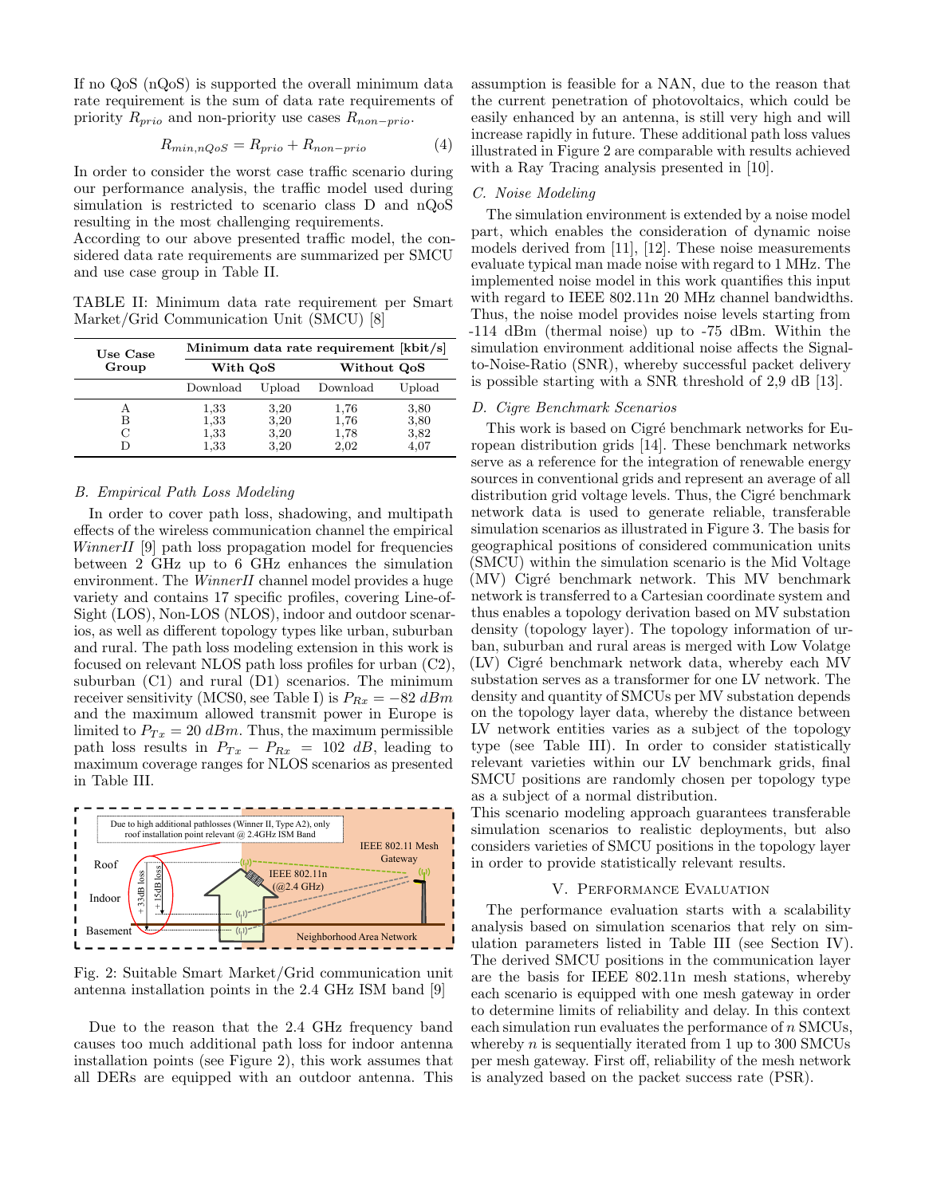If no QoS (nQoS) is supported the overall minimum data rate requirement is the sum of data rate requirements of priority $R_{prio}$ and non-priority use cases $R_{non-prio}$.

$$R_{min,nQoS} = R_{prio} + R_{non-prio} \tag{4}$$

In order to consider the worst case traffic scenario during our performance analysis, the traffic model used during simulation is restricted to scenario class D and nQoS resulting in the most challenging requirements.
According to our above presented traffic model, the considered data rate requirements are summarized per SMCU and use case group in Table II.

TABLE II: Minimum data rate requirement per Smart Market/Grid Communication Unit (SMCU) [8]

| Use Case Group | Minimum data rate requirement [kbit/s] | | | |
|---|---|---|---|---|
| | With QoS | | Without QoS | |
| | Download | Upload | Download | Upload |
| A | 1,33 | 3,20 | 1,76 | 3,80 |
| B | 1,33 | 3,20 | 1,76 | 3,80 |
| C | 1,33 | 3,20 | 1,78 | 3,82 |
| D | 1,33 | 3,20 | 2,02 | 4,07 |

### B. Empirical Path Loss Modeling

In order to cover path loss, shadowing, and multipath effects of the wireless communication channel the empirical *WinnerII* [9] path loss propagation model for frequencies between 2 GHz up to 6 GHz enhances the simulation environment. The *WinnerII* channel model provides a huge variety and contains 17 specific profiles, covering Line-of-Sight (LOS), Non-LOS (NLOS), indoor and outdoor scenarios, as well as different topology types like urban, suburban and rural. The path loss modeling extension in this work is focused on relevant NLOS path loss profiles for urban (C2), suburban (C1) and rural (D1) scenarios. The minimum receiver sensitivity (MCS0, see Table I) is $P_{Rx} = -82\ dBm$ and the maximum allowed transmit power in Europe is limited to $P_{Tx} = 20\ dBm$. Thus, the maximum permissible path loss results in $P_{Tx} - P_{Rx} = 102\ dB$, leading to maximum coverage ranges for NLOS scenarios as presented in Table III.

Due to high additional pathlosses (Winner II, Type A2), only roof installation point relevant @ 2.4GHz ISM Band

IEEE 802.11 Mesh Gateway

Roof

Indoor

Basement

+ 33dB loss

+ 15dB loss

IEEE 802.11n (@2.4 GHz)

Neighborhood Area Network

Fig. 2: Suitable Smart Market/Grid communication unit antenna installation points in the 2.4 GHz ISM band [9]

Due to the reason that the 2.4 GHz frequency band causes too much additional path loss for indoor antenna installation points (see Figure 2), this work assumes that all DERs are equipped with an outdoor antenna. This assumption is feasible for a NAN, due to the reason that the current penetration of photovoltaics, which could be easily enhanced by an antenna, is still very high and will increase rapidly in future. These additional path loss values illustrated in Figure 2 are comparable with results achieved with a Ray Tracing analysis presented in [10].

### C. Noise Modeling

The simulation environment is extended by a noise model part, which enables the consideration of dynamic noise models derived from [11], [12]. These noise measurements evaluate typical man made noise with regard to 1 MHz. The implemented noise model in this work quantifies this input with regard to IEEE 802.11n 20 MHz channel bandwidths. Thus, the noise model provides noise levels starting from -114 dBm (thermal noise) up to -75 dBm. Within the simulation environment additional noise affects the Signal-to-Noise-Ratio (SNR), whereby successful packet delivery is possible starting with a SNR threshold of 2,9 dB [13].

### D. Cigre Benchmark Scenarios

This work is based on Cigré benchmark networks for European distribution grids [14]. These benchmark networks serve as a reference for the integration of renewable energy sources in conventional grids and represent an average of all distribution grid voltage levels. Thus, the Cigré benchmark network data is used to generate reliable, transferable simulation scenarios as illustrated in Figure 3. The basis for geographical positions of considered communication units (SMCU) within the simulation scenario is the Mid Voltage (MV) Cigré benchmark network. This MV benchmark network is transferred to a Cartesian coordinate system and thus enables a topology derivation based on MV substation density (topology layer). The topology information of urban, suburban and rural areas is merged with Low Volatge (LV) Cigré benchmark network data, whereby each MV substation serves as a transformer for one LV network. The density and quantity of SMCUs per MV substation depends on the topology layer data, whereby the distance between LV network entities varies as a subject of the topology type (see Table III). In order to consider statistically relevant varieties within our LV benchmark grids, final SMCU positions are randomly chosen per topology type as a subject of a normal distribution.
This scenario modeling approach guarantees transferable simulation scenarios to realistic deployments, but also considers varieties of SMCU positions in the topology layer in order to provide statistically relevant results.

## V. Performance Evaluation

The performance evaluation starts with a scalability analysis based on simulation scenarios that rely on simulation parameters listed in Table III (see Section IV). The derived SMCU positions in the communication layer are the basis for IEEE 802.11n mesh stations, whereby each scenario is equipped with one mesh gateway in order to determine limits of reliability and delay. In this context each simulation run evaluates the performance of $n$ SMCUs, whereby $n$ is sequentially iterated from 1 up to 300 SMCUs per mesh gateway. First off, reliability of the mesh network is analyzed based on the packet success rate (PSR).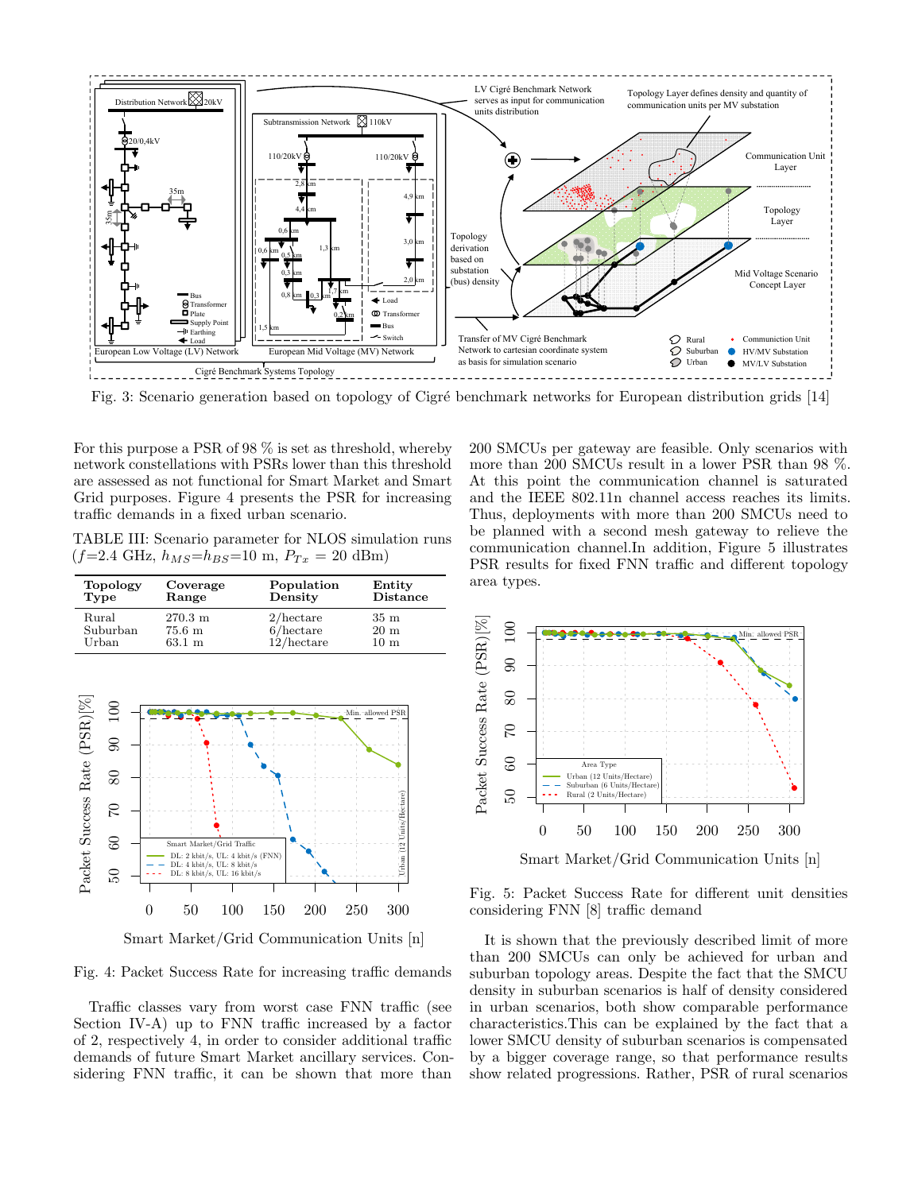European Low Voltage (LV) Network

Distribution Network 20kV

20/0,4kV

35m

35m

Bus
Transformer
Plate
Supply Point
Earthing
Load

European Mid Voltage (MV) Network

Subtransmission Network 110kV

110/20kV

110/20kV

2,8 km

4,4 km

0,6 km

0,6 km

0,5 km

0,3 km

0,8 km

0,3 km

1,3 km

1,7 km

0,2 km

1,5 km

4,9 km

3,0 km

2,0 km

Load
Transformer
Bus
Switch

Cigré Benchmark Systems Topology

LV Cigré Benchmark Network serves as input for communication units distribution

Topology Layer defines density and quantity of communication units per MV substation

Communication Unit Layer

Topology Layer

Mid Voltage Scenario Concept Layer

Topology derivation based on substation (bus) density

Transfer of MV Cigré Benchmark Network to cartesian coordinate system as basis for simulation scenario

Rural
Suburban
Urban

Communiction Unit
HV/MV Substation
MV/LV Substation

Fig. 3: Scenario generation based on topology of Cigré benchmark networks for European distribution grids [14]

For this purpose a PSR of 98 % is set as threshold, whereby network constellations with PSRs lower than this threshold are assessed as not functional for Smart Market and Smart Grid purposes. Figure 4 presents the PSR for increasing traffic demands in a fixed urban scenario.

TABLE III: Scenario parameter for NLOS simulation runs ($f$=2.4 GHz, $h_{MS}$=$h_{BS}$=10 m, $P_{Tx}$ = 20 dBm)

| Topology Type | Coverage Range | Population Density | Entity Distance |
|---|---|---|---|
| Rural | 270.3 m | 2/hectare | 35 m |
| Suburban | 75.6 m | 6/hectare | 20 m |
| Urban | 63.1 m | 12/hectare | 10 m |

Packet Success Rate (PSR)[%]

Smart Market/Grid Communication Units [n]

Min. allowed PSR

Urban (12 Units/Hectare)

Smart Market/Grid Traffic
DL: 2 kbit/s, UL: 4 kbit/s (FNN)
DL: 4 kbit/s, UL: 8 kbit/s
DL: 8 kbit/s, UL: 16 kbit/s

Fig. 4: Packet Success Rate for increasing traffic demands

Traffic classes vary from worst case FNN traffic (see Section IV-A) up to FNN traffic increased by a factor of 2, respectively 4, in order to consider additional traffic demands of future Smart Market ancillary services. Considering FNN traffic, it can be shown that more than 200 SMCUs per gateway are feasible. Only scenarios with more than 200 SMCUs result in a lower PSR than 98 %. At this point the communication channel is saturated and the IEEE 802.11n channel access reaches its limits. Thus, deployments with more than 200 SMCUs need to be planned with a second mesh gateway to relieve the communication channel.In addition, Figure 5 illustrates PSR results for fixed FNN traffic and different topology area types.

Packet Success Rate (PSR) [%]

Smart Market/Grid Communication Units [n]

Min. allowed PSR

Area Type
Urban (12 Units/Hectare)
Suburban (6 Units/Hectare)
Rural (2 Units/Hectare)

Fig. 5: Packet Success Rate for different unit densities considering FNN [8] traffic demand

It is shown that the previously described limit of more than 200 SMCUs can only be achieved for urban and suburban topology areas. Despite the fact that the SMCU density in suburban scenarios is half of density considered in urban scenarios, both show comparable performance characteristics.This can be explained by the fact that a lower SMCU density of suburban scenarios is compensated by a bigger coverage range, so that performance results show related progressions. Rather, PSR of rural scenarios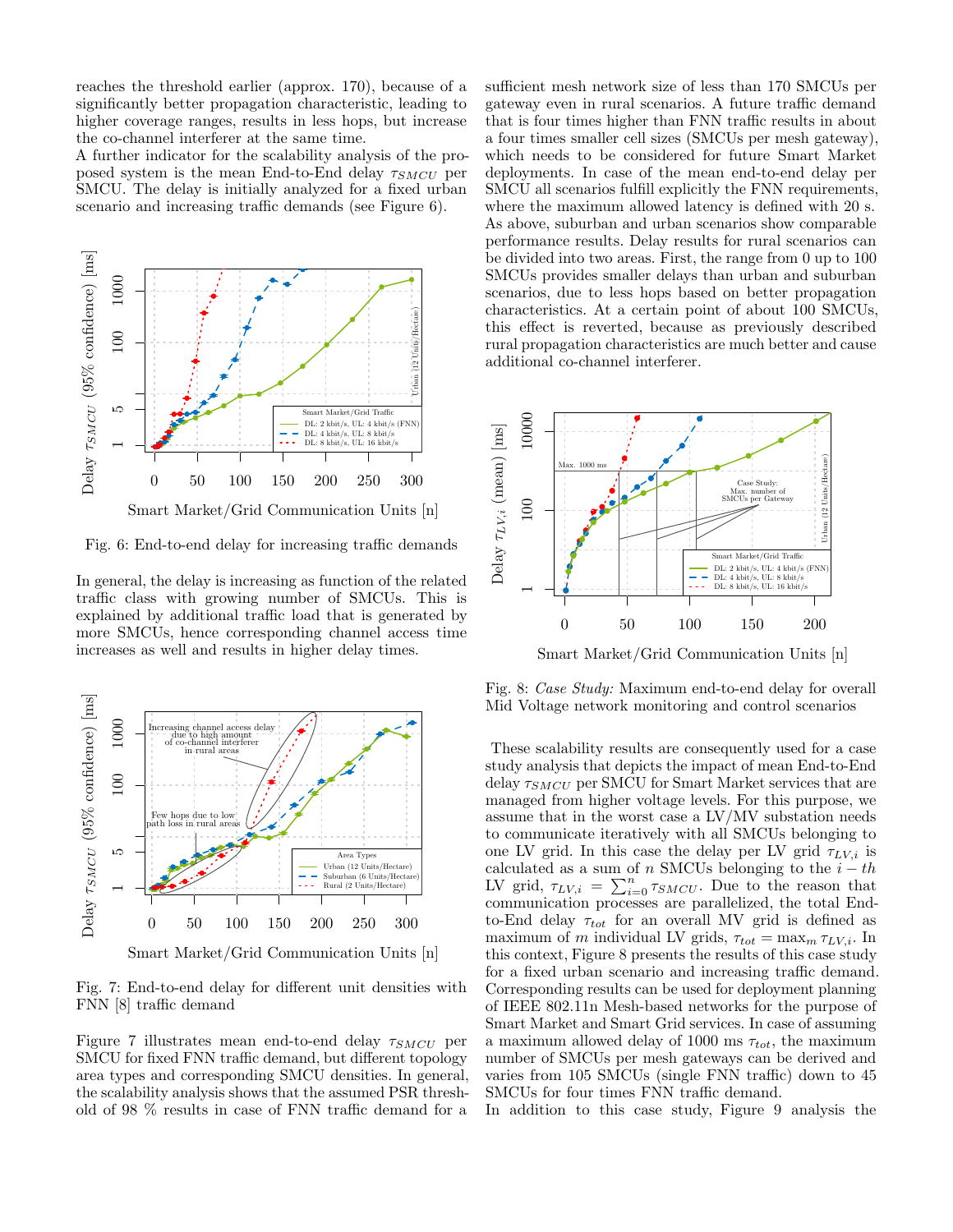reaches the threshold earlier (approx. 170), because of a significantly better propagation characteristic, leading to higher coverage ranges, results in less hops, but increase the co-channel interferer at the same time.

A further indicator for the scalability analysis of the proposed system is the mean End-to-End delay $\tau_{SMCU}$ per SMCU. The delay is initially analyzed for a fixed urban scenario and increasing traffic demands (see Figure 6).

Fig. 6: End-to-end delay for increasing traffic demands

In general, the delay is increasing as function of the related traffic class with growing number of SMCUs. This is explained by additional traffic load that is generated by more SMCUs, hence corresponding channel access time increases as well and results in higher delay times.

Fig. 7: End-to-end delay for different unit densities with FNN [8] traffic demand

Figure 7 illustrates mean end-to-end delay $\tau_{SMCU}$ per SMCU for fixed FNN traffic demand, but different topology area types and corresponding SMCU densities. In general, the scalability analysis shows that the assumed PSR threshold of 98 % results in case of FNN traffic demand for a sufficient mesh network size of less than 170 SMCUs per gateway even in rural scenarios. A future traffic demand that is four times higher than FNN traffic results in about a four times smaller cell sizes (SMCUs per mesh gateway), which needs to be considered for future Smart Market deployments. In case of the mean end-to-end delay per SMCU all scenarios fulfill explicitly the FNN requirements, where the maximum allowed latency is defined with 20 s. As above, suburban and urban scenarios show comparable performance results. Delay results for rural scenarios can be divided into two areas. First, the range from 0 up to 100 SMCUs provides smaller delays than urban and suburban scenarios, due to less hops based on better propagation characteristics. At a certain point of about 100 SMCUs, this effect is reverted, because as previously described rural propagation characteristics are much better and cause additional co-channel interferer.

Fig. 8: *Case Study:* Maximum end-to-end delay for overall Mid Voltage network monitoring and control scenarios

These scalability results are consequently used for a case study analysis that depicts the impact of mean End-to-End delay $\tau_{SMCU}$ per SMCU for Smart Market services that are managed from higher voltage levels. For this purpose, we assume that in the worst case a LV/MV substation needs to communicate iteratively with all SMCUs belonging to one LV grid. In this case the delay per LV grid $\tau_{LV,i}$ is calculated as a sum of $n$ SMCUs belonging to the $i-th$ LV grid, $\tau_{LV,i} = \sum_{i=0}^{n} \tau_{SMCU}$. Due to the reason that communication processes are parallelized, the total End-to-End delay $\tau_{tot}$ for an overall MV grid is defined as maximum of $m$ individual LV grids, $\tau_{tot} = \max_m \tau_{LV,i}$. In this context, Figure 8 presents the results of this case study for a fixed urban scenario and increasing traffic demand. Corresponding results can be used for deployment planning of IEEE 802.11n Mesh-based networks for the purpose of Smart Market and Smart Grid services. In case of assuming a maximum allowed delay of 1000 ms $\tau_{tot}$, the maximum number of SMCUs per mesh gateways can be derived and varies from 105 SMCUs (single FNN traffic) down to 45 SMCUs for four times FNN traffic demand.

In addition to this case study, Figure 9 analysis the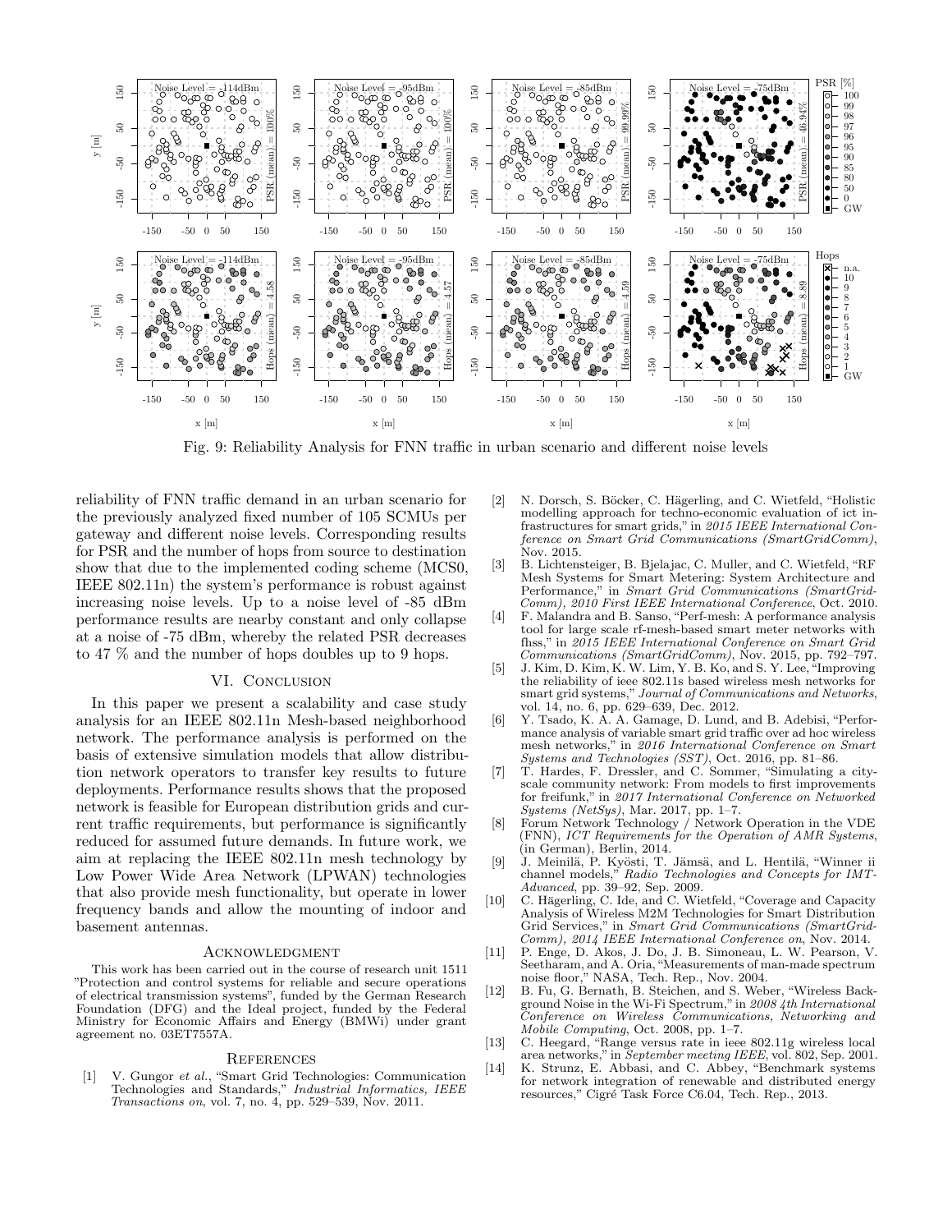Noise Level = -114dBm
PSR (mean) = 100%

Noise Level = -95dBm
PSR (mean) = 100%

Noise Level = -85dBm
PSR (mean) = 99.99%

Noise Level = -75dBm
PSR (mean) = 46.94%

PSR [%]
100
99
98
97
96
95
90
85
80
50
0
GW

Noise Level = -114dBm
Hops (mean) = 4.58

Noise Level = -95dBm
Hops (mean) = 4.57

Noise Level = -85dBm
Hops (mean) = 4.59

Noise Level = -75dBm
Hops (mean) = 8.89

Hops
n.a.
10
9
8
7
6
5
4
3
2
1
GW

y [m]
150
50
-50
-150

x [m]
-150 -50 0 50 150

Fig. 9: Reliability Analysis for FNN traffic in urban scenario and different noise levels

reliability of FNN traffic demand in an urban scenario for the previously analyzed fixed number of 105 SCMUs per gateway and different noise levels. Corresponding results for PSR and the number of hops from source to destination show that due to the implemented coding scheme (MCS0, IEEE 802.11n) the system's performance is robust against increasing noise levels. Up to a noise level of -85 dBm performance results are nearby constant and only collapse at a noise of -75 dBm, whereby the related PSR decreases to 47 % and the number of hops doubles up to 9 hops.

## VI. Conclusion

In this paper we present a scalability and case study analysis for an IEEE 802.11n Mesh-based neighborhood network. The performance analysis is performed on the basis of extensive simulation models that allow distribution network operators to transfer key results to future deployments. Performance results shows that the proposed network is feasible for European distribution grids and current traffic requirements, but performance is significantly reduced for assumed future demands. In future work, we aim at replacing the IEEE 802.11n mesh technology by Low Power Wide Area Network (LPWAN) technologies that also provide mesh functionality, but operate in lower frequency bands and allow the mounting of indoor and basement antennas.

## Acknowledgment

This work has been carried out in the course of research unit 1511 "Protection and control systems for reliable and secure operations of electrical transmission systems", funded by the German Research Foundation (DFG) and the Ideal project, funded by the Federal Ministry for Economic Affairs and Energy (BMWi) under grant agreement no. 03ET7557A.

## References

[1] V. Gungor *et al.*, "Smart Grid Technologies: Communication Technologies and Standards," *Industrial Informatics, IEEE Transactions on*, vol. 7, no. 4, pp. 529–539, Nov. 2011.

[2] N. Dorsch, S. Böcker, C. Hägerling, and C. Wietfeld, "Holistic modelling approach for techno-economic evaluation of ict infrastructures for smart grids," in *2015 IEEE International Conference on Smart Grid Communications (SmartGridComm)*, Nov. 2015.

[3] B. Lichtensteiger, B. Bjelajac, C. Muller, and C. Wietfeld, "RF Mesh Systems for Smart Metering: System Architecture and Performance," in *Smart Grid Communications (SmartGridComm), 2010 First IEEE International Conference*, Oct. 2010.

[4] F. Malandra and B. Sanso, "Perf-mesh: A performance analysis tool for large scale rf-mesh-based smart meter networks with fhss," in *2015 IEEE International Conference on Smart Grid Communications (SmartGridComm)*, Nov. 2015, pp. 792–797.

[5] J. Kim, D. Kim, K. W. Lim, Y. B. Ko, and S. Y. Lee, "Improving the reliability of ieee 802.11s based wireless mesh networks for smart grid systems," *Journal of Communications and Networks*, vol. 14, no. 6, pp. 629–639, Dec. 2012.

[6] Y. Tsado, K. A. A. Gamage, D. Lund, and B. Adebisi, "Performance analysis of variable smart grid traffic over ad hoc wireless mesh networks," in *2016 International Conference on Smart Systems and Technologies (SST)*, Oct. 2016, pp. 81–86.

[7] T. Hardes, F. Dressler, and C. Sommer, "Simulating a city-scale community network: From models to first improvements for freifunk," in *2017 International Conference on Networked Systems (NetSys)*, Mar. 2017, pp. 1–7.

[8] Forum Network Technology / Network Operation in the VDE (FNN), *ICT Requirements for the Operation of AMR Systems*, (in German), Berlin, 2014.

[9] J. Meinilä, P. Kyösti, T. Jämsä, and L. Hentilä, "Winner ii channel models," *Radio Technologies and Concepts for IMT-Advanced*, pp. 39–92, Sep. 2009.

[10] C. Hägerling, C. Ide, and C. Wietfeld, "Coverage and Capacity Analysis of Wireless M2M Technologies for Smart Distribution Grid Services," in *Smart Grid Communications (SmartGridComm), 2014 IEEE International Conference on*, Nov. 2014.

[11] P. Enge, D. Akos, J. Do, J. B. Simoneau, L. W. Pearson, V. Seetharam, and A. Oria, "Measurements of man-made spectrum noise floor," NASA, Tech. Rep., Nov. 2004.

[12] B. Fu, G. Bernath, B. Steichen, and S. Weber, "Wireless Background Noise in the Wi-Fi Spectrum," in *2008 4th International Conference on Wireless Communications, Networking and Mobile Computing*, Oct. 2008, pp. 1–7.

[13] C. Heegard, "Range versus rate in ieee 802.11g wireless local area networks," in *September meeting IEEE*, vol. 802, Sep. 2001.

[14] K. Strunz, E. Abbasi, and C. Abbey, "Benchmark systems for network integration of renewable and distributed energy resources," Cigré Task Force C6.04, Tech. Rep., 2013.